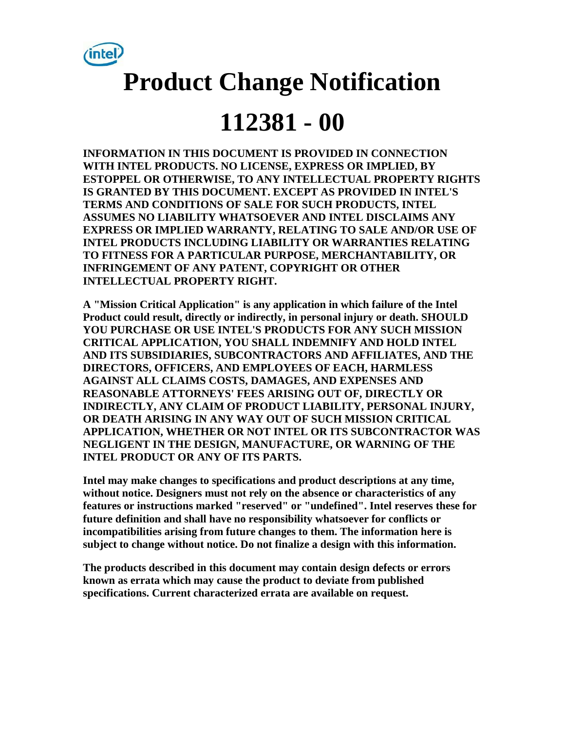# Product Change Notification

# 112381 - 00

**INFORMATION IN THIS DOCUMENT IS PROVIDED IN CONNECTION WITH INTEL PRODUCTS. NO LICENSE, EXPRESS OR IMPLIED, BY ESTOPPEL OR OTHERWISE, TO ANY INTELLECTUAL PROPERTY RIGHTS IS GRANTED BY THIS DOCUMENT. EXCEPT AS PROVIDED IN INTEL'S TERMS AND CONDITIONS OF SALE FOR SUCH PRODUCTS, INTEL ASSUMES NO LIABILITY WHATSOEVER AND INTEL DISCLAIMS ANY EXPRESS OR IMPLIED WARRANTY, RELATING TO SALE AND/OR USE OF INTEL PRODUCTS INCLUDING LIABILITY OR WARRANTIES RELATING TO FITNESS FOR A PARTICULAR PURPOSE, MERCHANTABILITY, OR INFRINGEMENT OF ANY PATENT, COPYRIGHT OR OTHER INTELLECTUAL PROPERTY RIGHT.**

**A "Mission Critical Application" is any application in which failure of the Intel Product could result, directly or indirectly, in personal injury or death. SHOULD YOU PURCHASE OR USE INTEL'S PRODUCTS FOR ANY SUCH MISSION CRITICAL APPLICATION, YOU SHALL INDEMNIFY AND HOLD INTEL AND ITS SUBSIDIARIES, SUBCONTRACTORS AND AFFILIATES, AND THE DIRECTORS, OFFICERS, AND EMPLOYEES OF EACH, HARMLESS AGAINST ALL CLAIMS COSTS, DAMAGES, AND EXPENSES AND REASONABLE ATTORNEYS' FEES ARISING OUT OF, DIRECTLY OR INDIRECTLY, ANY CLAIM OF PRODUCT LIABILITY, PERSONAL INJURY, OR DEATH ARISING IN ANY WAY OUT OF SUCH MISSION CRITICAL APPLICATION, WHETHER OR NOT INTEL OR ITS SUBCONTRACTOR WAS NEGLIGENT IN THE DESIGN, MANUFACTURE, OR WARNING OF THE INTEL PRODUCT OR ANY OF ITS PARTS.**

**Intel may make changes to specifications and product descriptions at any time, without notice. Designers must not rely on the absence or characteristics of any features or instructions marked "reserved" or "undefined". Intel reserves these for future definition and shall have no responsibility whatsoever for conflicts or incompatibilities arising from future changes to them. The information here is subject to change without notice. Do not finalize a design with this information.**

**The products described in this document may contain design defects or errors known as errata which may cause the product to deviate from published specifications. Current characterized errata are available on request.**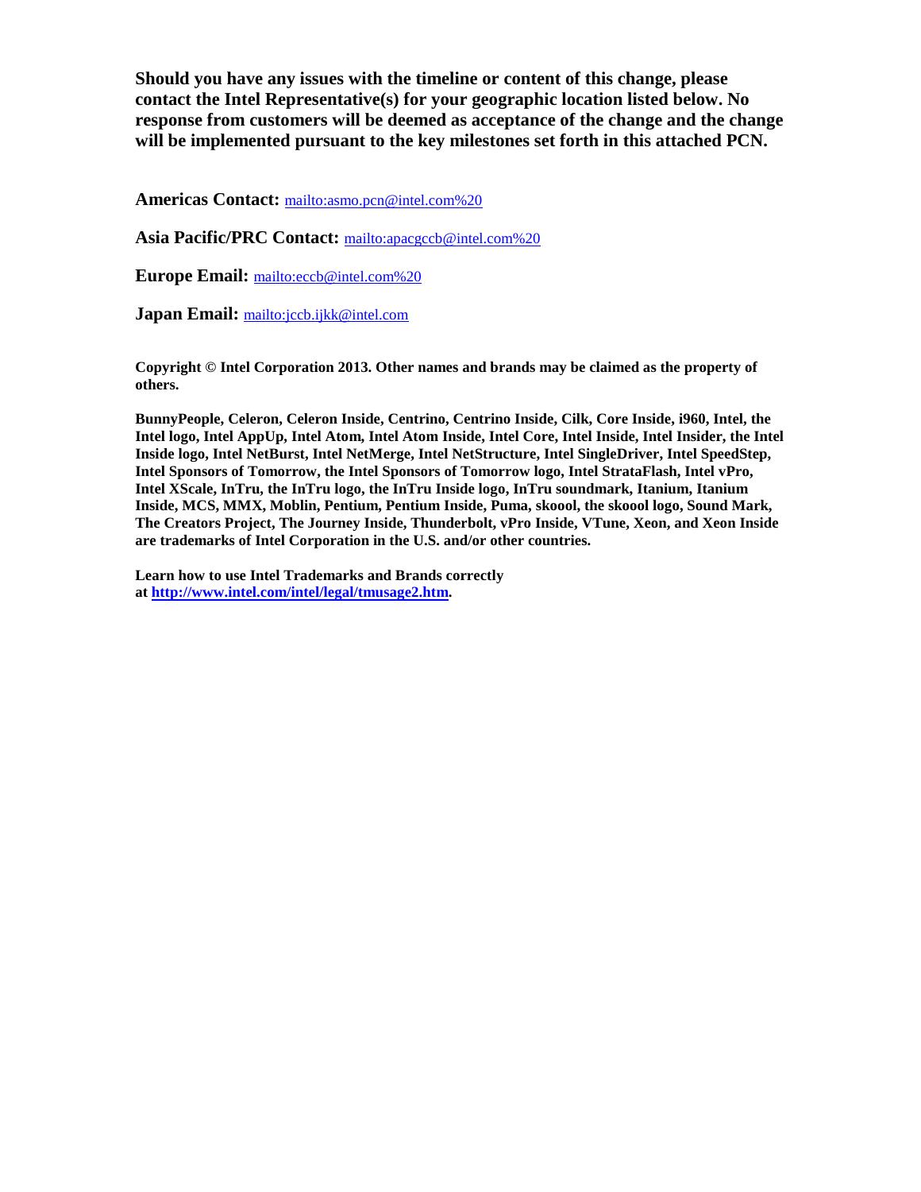**Should you have any issues with the timeline or content of this change, please contact the Intel Representative(s) for your geographic location listed below. No response from customers will be deemed as acceptance of the change and the change will be implemented pursuant to the key milestones set forth in this attached PCN.**

**Americas Contact:** mailto:asmo.pcn@intel.com%20

**Asia Pacific/PRC Contact:** mailto:apacgccb@intel.com%20

**Europe Email:** mailto:eccb@intel.com%20

**Japan Email:** mailto:jccb.ijkk@intel.com

**Copyright © Intel Corporation 2013. Other names and brands may be claimed as the property of others.**

**BunnyPeople, Celeron, Celeron Inside, Centrino, Centrino Inside, Cilk, Core Inside, i960, Intel, the Intel logo, Intel AppUp, Intel Atom, Intel Atom Inside, Intel Core, Intel Inside, Intel Insider, the Intel Inside logo, Intel NetBurst, Intel NetMerge, Intel NetStructure, Intel SingleDriver, Intel SpeedStep, Intel Sponsors of Tomorrow, the Intel Sponsors of Tomorrow logo, Intel StrataFlash, Intel vPro, Intel XScale, InTru, the InTru logo, the InTru Inside logo, InTru soundmark, Itanium, Itanium Inside, MCS, MMX, Moblin, Pentium, Pentium Inside, Puma, skoool, the skoool logo, Sound Mark, The Creators Project, The Journey Inside, Thunderbolt, vPro Inside, VTune, Xeon, and Xeon Inside are trademarks of Intel Corporation in the U.S. and/or other countries.**

**Learn how to use Intel Trademarks and Brands correctly at http://www.intel.com/intel/legal/tmusage2.htm.**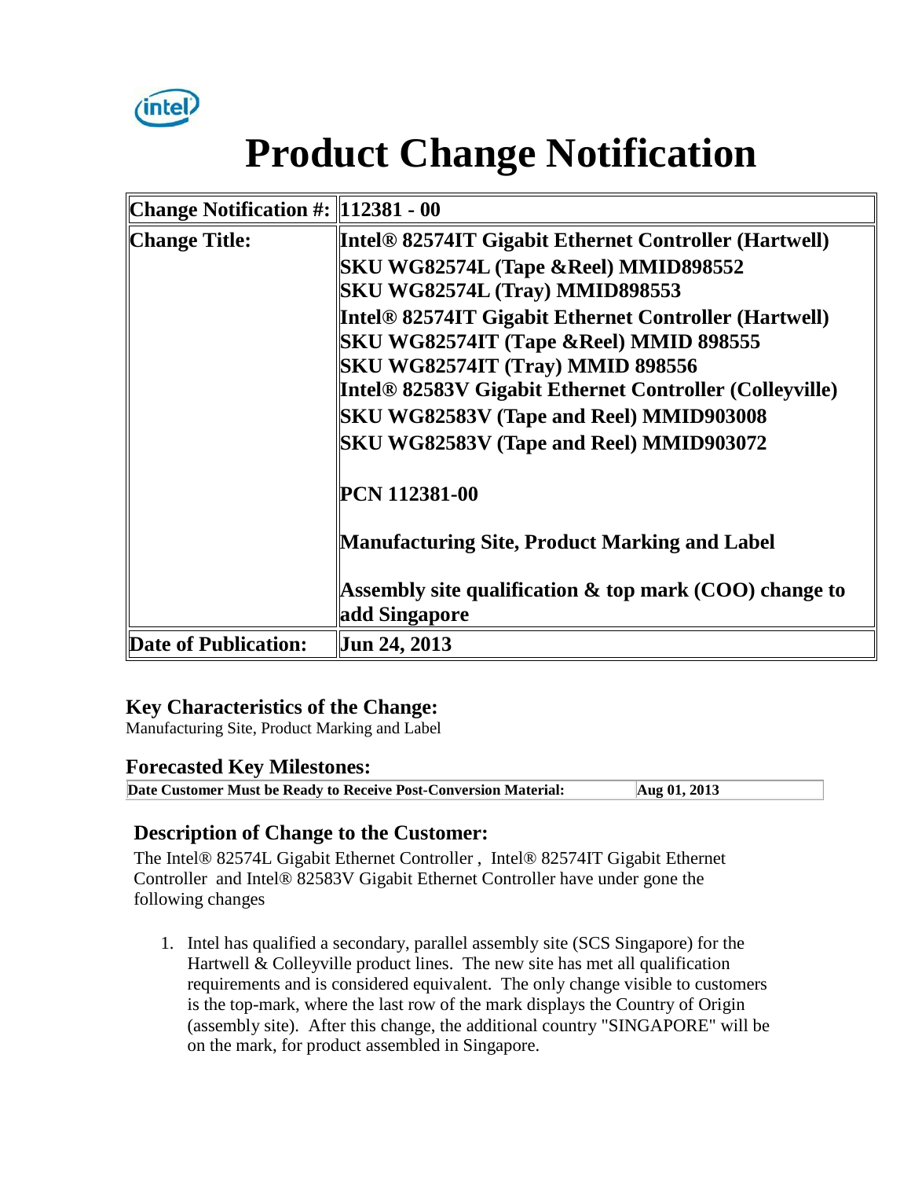# Product Change Notification

| Change Notification #: | 112381 - 00 |
|---|---|
| Change Title: | **Intel® 82574IT Gigabit Ethernet Controller (Hartwell)**<br>**SKU WG82574L (Tape &Reel) MMID898552**<br>**SKU WG82574L (Tray) MMID898553**<br>**Intel® 82574IT Gigabit Ethernet Controller (Hartwell)**<br>**SKU WG82574IT (Tape &Reel) MMID 898555**<br>**SKU WG82574IT (Tray) MMID 898556**<br>**Intel® 82583V Gigabit Ethernet Controller (Colleyville)**<br>**SKU WG82583V (Tape and Reel) MMID903008**<br>**SKU WG82583V (Tape and Reel) MMID903072**<br><br>**PCN 112381-00**<br><br>**Manufacturing Site, Product Marking and Label**<br><br>**Assembly site qualification & top mark (COO) change to add Singapore** |
| Date of Publication: | Jun 24, 2013 |

### Key Characteristics of the Change:

Manufacturing Site, Product Marking and Label

### Forecasted Key Milestones:

| Date Customer Must be Ready to Receive Post-Conversion Material: | Aug 01, 2013 |
|---|---|

### Description of Change to the Customer:

The Intel® 82574L Gigabit Ethernet Controller , Intel® 82574IT Gigabit Ethernet Controller and Intel® 82583V Gigabit Ethernet Controller have under gone the following changes

1. Intel has qualified a secondary, parallel assembly site (SCS Singapore) for the Hartwell & Colleyville product lines. The new site has met all qualification requirements and is considered equivalent. The only change visible to customers is the top-mark, where the last row of the mark displays the Country of Origin (assembly site). After this change, the additional country "SINGAPORE" will be on the mark, for product assembled in Singapore.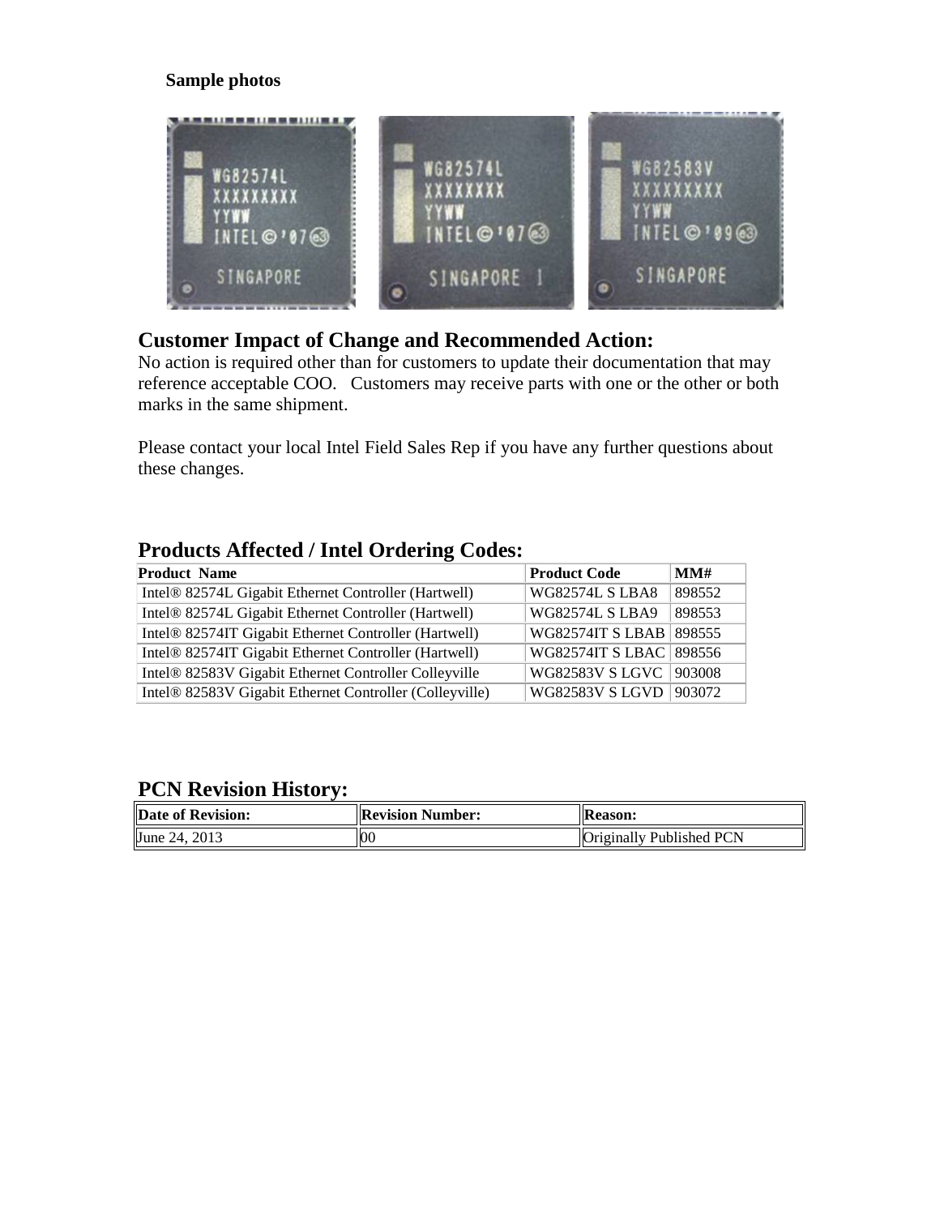**Sample photos**

## Customer Impact of Change and Recommended Action:

No action is required other than for customers to update their documentation that may reference acceptable COO. Customers may receive parts with one or the other or both marks in the same shipment.

Please contact your local Intel Field Sales Rep if you have any further questions about these changes.

## Products Affected / Intel Ordering Codes:

| Product Name | Product Code | MM# |
|---|---|---|
| Intel® 82574L Gigabit Ethernet Controller (Hartwell) | WG82574L S LBA8 | 898552 |
| Intel® 82574L Gigabit Ethernet Controller (Hartwell) | WG82574L S LBA9 | 898553 |
| Intel® 82574IT Gigabit Ethernet Controller (Hartwell) | WG82574IT S LBAB | 898555 |
| Intel® 82574IT Gigabit Ethernet Controller (Hartwell) | WG82574IT S LBAC | 898556 |
| Intel® 82583V Gigabit Ethernet Controller Colleyville | WG82583V S LGVC | 903008 |
| Intel® 82583V Gigabit Ethernet Controller (Colleyville) | WG82583V S LGVD | 903072 |

## PCN Revision History:

| Date of Revision: | Revision Number: | Reason: |
|---|---|---|
| June 24, 2013 | 00 | Originally Published PCN |